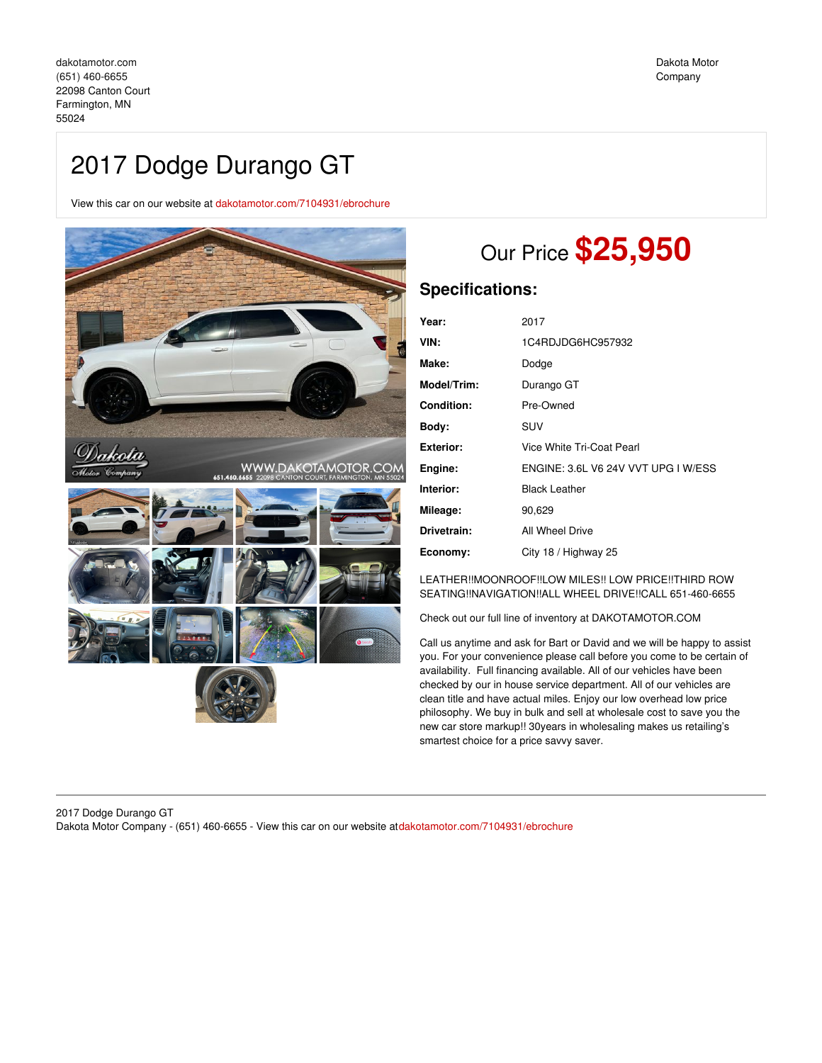dakotamotor.com
(651) 460-6655
22098 Canton Court
Farmington, MN
55024

Dakota Motor Company

# 2017 Dodge Durango GT

View this car on our website at dakotamotor.com/7104931/ebrochure

## Our Price **$25,950**

### Specifications:

| | |
|---|---|
| **Year:** | 2017 |
| **VIN:** | 1C4RDJDG6HC957932 |
| **Make:** | Dodge |
| **Model/Trim:** | Durango GT |
| **Condition:** | Pre-Owned |
| **Body:** | SUV |
| **Exterior:** | Vice White Tri-Coat Pearl |
| **Engine:** | ENGINE: 3.6L V6 24V VVT UPG I W/ESS |
| **Interior:** | Black Leather |
| **Mileage:** | 90,629 |
| **Drivetrain:** | All Wheel Drive |
| **Economy:** | City 18 / Highway 25 |

LEATHER!!MOONROOF!!LOW MILES!! LOW PRICE!!THIRD ROW SEATING!!NAVIGATION!!ALL WHEEL DRIVE!!CALL 651-460-6655

Check out our full line of inventory at DAKOTAMOTOR.COM

Call us anytime and ask for Bart or David and we will be happy to assist you. For your convenience please call before you come to be certain of availability. Full financing available. All of our vehicles have been checked by our in house service department. All of our vehicles are clean title and have actual miles. Enjoy our low overhead low price philosophy. We buy in bulk and sell at wholesale cost to save you the new car store markup!! 30years in wholesaling makes us retailing's smartest choice for a price savvy saver.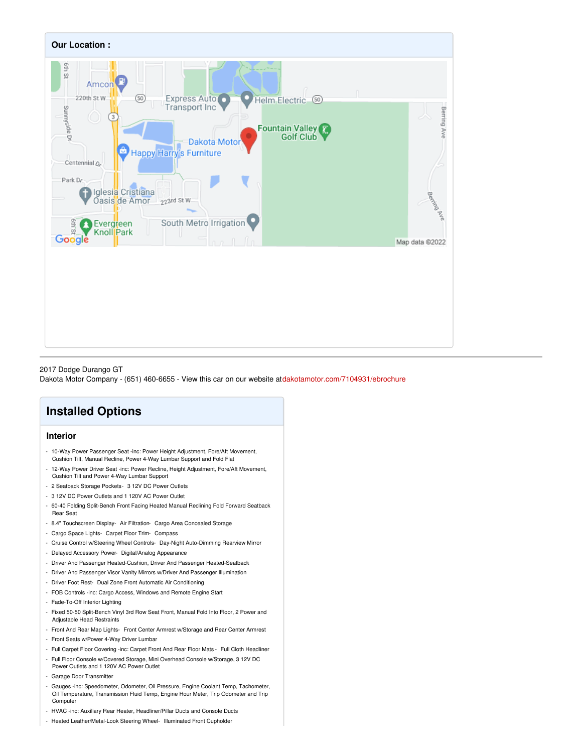**Our Location :**

2017 Dodge Durango GT
Dakota Motor Company - (651) 460-6655 - View this car on our website at dakotamotor.com/7104931/ebrochure

## Installed Options

### Interior

- 10-Way Power Passenger Seat -inc: Power Height Adjustment, Fore/Aft Movement, Cushion Tilt, Manual Recline, Power 4-Way Lumbar Support and Fold Flat
- 12-Way Power Driver Seat -inc: Power Recline, Height Adjustment, Fore/Aft Movement, Cushion Tilt and Power 4-Way Lumbar Support
- 2 Seatback Storage Pockets- 3 12V DC Power Outlets
- 3 12V DC Power Outlets and 1 120V AC Power Outlet
- 60-40 Folding Split-Bench Front Facing Heated Manual Reclining Fold Forward Seatback Rear Seat
- 8.4" Touchscreen Display- Air Filtration- Cargo Area Concealed Storage
- Cargo Space Lights- Carpet Floor Trim- Compass
- Cruise Control w/Steering Wheel Controls- Day-Night Auto-Dimming Rearview Mirror
- Delayed Accessory Power- Digital/Analog Appearance
- Driver And Passenger Heated-Cushion, Driver And Passenger Heated-Seatback
- Driver And Passenger Visor Vanity Mirrors w/Driver And Passenger Illumination
- Driver Foot Rest- Dual Zone Front Automatic Air Conditioning
- FOB Controls -inc: Cargo Access, Windows and Remote Engine Start
- Fade-To-Off Interior Lighting
- Fixed 50-50 Split-Bench Vinyl 3rd Row Seat Front, Manual Fold Into Floor, 2 Power and Adjustable Head Restraints
- Front And Rear Map Lights- Front Center Armrest w/Storage and Rear Center Armrest
- Front Seats w/Power 4-Way Driver Lumbar
- Full Carpet Floor Covering -inc: Carpet Front And Rear Floor Mats - Full Cloth Headliner
- Full Floor Console w/Covered Storage, Mini Overhead Console w/Storage, 3 12V DC Power Outlets and 1 120V AC Power Outlet
- Garage Door Transmitter
- Gauges -inc: Speedometer, Odometer, Oil Pressure, Engine Coolant Temp, Tachometer, Oil Temperature, Transmission Fluid Temp, Engine Hour Meter, Trip Odometer and Trip Computer
- HVAC -inc: Auxiliary Rear Heater, Headliner/Pillar Ducts and Console Ducts
- Heated Leather/Metal-Look Steering Wheel- Illuminated Front Cupholder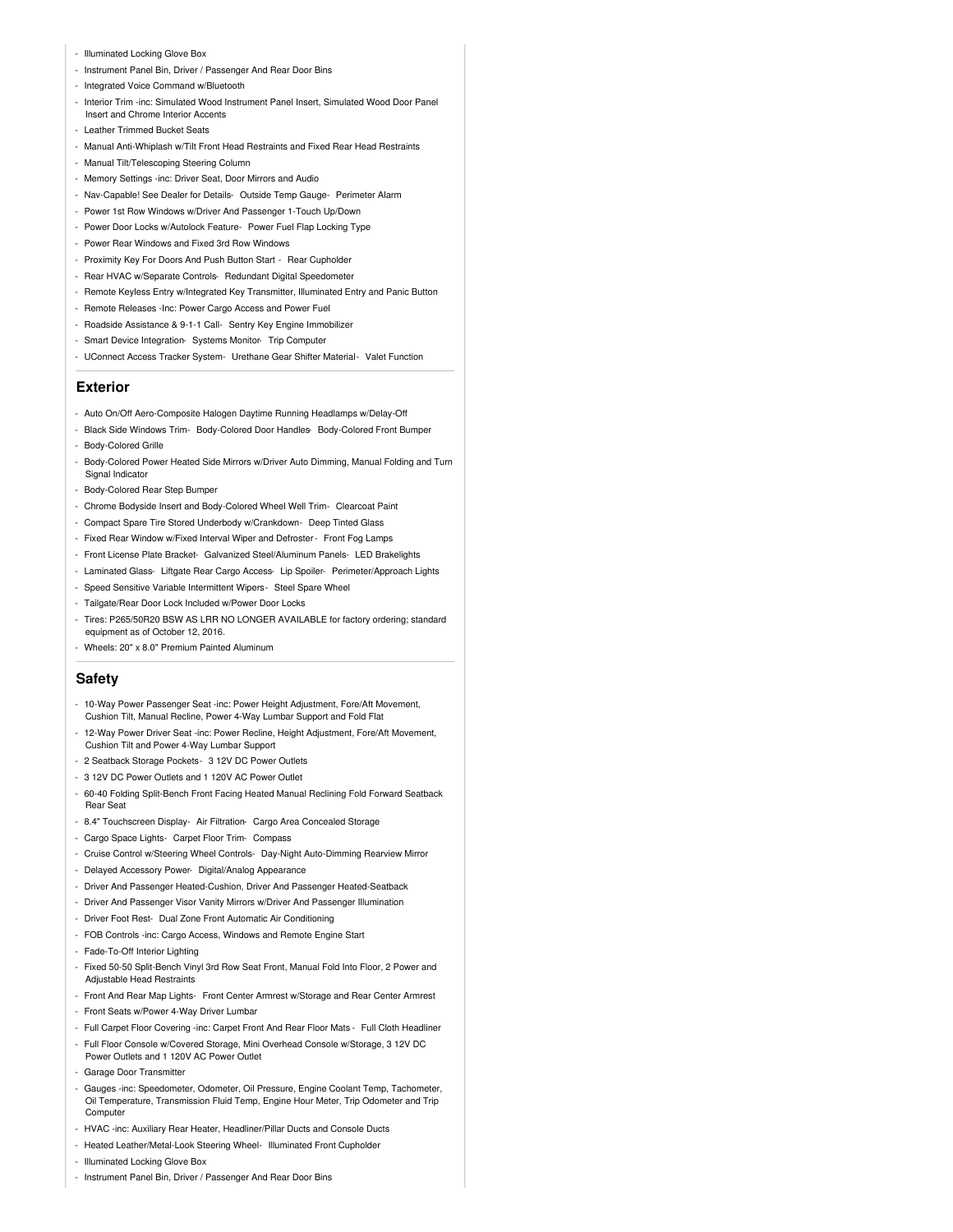- Illuminated Locking Glove Box
- Instrument Panel Bin, Driver / Passenger And Rear Door Bins
- Integrated Voice Command w/Bluetooth
- Interior Trim -inc: Simulated Wood Instrument Panel Insert, Simulated Wood Door Panel Insert and Chrome Interior Accents
- Leather Trimmed Bucket Seats
- Manual Anti-Whiplash w/Tilt Front Head Restraints and Fixed Rear Head Restraints
- Manual Tilt/Telescoping Steering Column
- Memory Settings -inc: Driver Seat, Door Mirrors and Audio
- Nav-Capable! See Dealer for Details- Outside Temp Gauge- Perimeter Alarm
- Power 1st Row Windows w/Driver And Passenger 1-Touch Up/Down
- Power Door Locks w/Autolock Feature- Power Fuel Flap Locking Type
- Power Rear Windows and Fixed 3rd Row Windows
- Proximity Key For Doors And Push Button Start - Rear Cupholder
- Rear HVAC w/Separate Controls- Redundant Digital Speedometer
- Remote Keyless Entry w/Integrated Key Transmitter, Illuminated Entry and Panic Button
- Remote Releases -Inc: Power Cargo Access and Power Fuel
- Roadside Assistance & 9-1-1 Call- Sentry Key Engine Immobilizer
- Smart Device Integration- Systems Monitor- Trip Computer
- UConnect Access Tracker System- Urethane Gear Shifter Material- Valet Function

## Exterior

- Auto On/Off Aero-Composite Halogen Daytime Running Headlamps w/Delay-Off
- Black Side Windows Trim- Body-Colored Door Handles- Body-Colored Front Bumper
- Body-Colored Grille
- Body-Colored Power Heated Side Mirrors w/Driver Auto Dimming, Manual Folding and Turn Signal Indicator
- Body-Colored Rear Step Bumper
- Chrome Bodyside Insert and Body-Colored Wheel Well Trim- Clearcoat Paint
- Compact Spare Tire Stored Underbody w/Crankdown- Deep Tinted Glass
- Fixed Rear Window w/Fixed Interval Wiper and Defroster- Front Fog Lamps
- Front License Plate Bracket- Galvanized Steel/Aluminum Panels- LED Brakelights
- Laminated Glass- Liftgate Rear Cargo Access- Lip Spoiler- Perimeter/Approach Lights
- Speed Sensitive Variable Intermittent Wipers- Steel Spare Wheel
- Tailgate/Rear Door Lock Included w/Power Door Locks
- Tires: P265/50R20 BSW AS LRR NO LONGER AVAILABLE for factory ordering; standard equipment as of October 12, 2016.
- Wheels: 20" x 8.0" Premium Painted Aluminum

## Safety

- 10-Way Power Passenger Seat -inc: Power Height Adjustment, Fore/Aft Movement, Cushion Tilt, Manual Recline, Power 4-Way Lumbar Support and Fold Flat
- 12-Way Power Driver Seat -inc: Power Recline, Height Adjustment, Fore/Aft Movement, Cushion Tilt and Power 4-Way Lumbar Support
- 2 Seatback Storage Pockets- 3 12V DC Power Outlets
- 3 12V DC Power Outlets and 1 120V AC Power Outlet
- 60-40 Folding Split-Bench Front Facing Heated Manual Reclining Fold Forward Seatback Rear Seat
- 8.4" Touchscreen Display- Air Filtration- Cargo Area Concealed Storage
- Cargo Space Lights- Carpet Floor Trim- Compass
- Cruise Control w/Steering Wheel Controls- Day-Night Auto-Dimming Rearview Mirror
- Delayed Accessory Power- Digital/Analog Appearance
- Driver And Passenger Heated-Cushion, Driver And Passenger Heated-Seatback
- Driver And Passenger Visor Vanity Mirrors w/Driver And Passenger Illumination
- Driver Foot Rest- Dual Zone Front Automatic Air Conditioning
- FOB Controls -inc: Cargo Access, Windows and Remote Engine Start
- Fade-To-Off Interior Lighting
- Fixed 50-50 Split-Bench Vinyl 3rd Row Seat Front, Manual Fold Into Floor, 2 Power and Adjustable Head Restraints
- Front And Rear Map Lights- Front Center Armrest w/Storage and Rear Center Armrest
- Front Seats w/Power 4-Way Driver Lumbar
- Full Carpet Floor Covering -inc: Carpet Front And Rear Floor Mats - Full Cloth Headliner
- Full Floor Console w/Covered Storage, Mini Overhead Console w/Storage, 3 12V DC Power Outlets and 1 120V AC Power Outlet
- Garage Door Transmitter
- Gauges -inc: Speedometer, Odometer, Oil Pressure, Engine Coolant Temp, Tachometer, Oil Temperature, Transmission Fluid Temp, Engine Hour Meter, Trip Odometer and Trip Computer
- HVAC -inc: Auxiliary Rear Heater, Headliner/Pillar Ducts and Console Ducts
- Heated Leather/Metal-Look Steering Wheel- Illuminated Front Cupholder
- Illuminated Locking Glove Box
- Instrument Panel Bin, Driver / Passenger And Rear Door Bins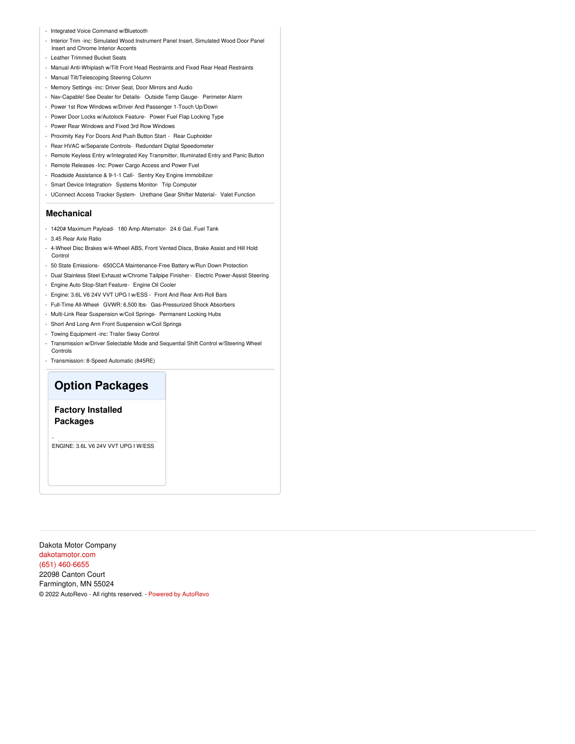- Integrated Voice Command w/Bluetooth
- Interior Trim -inc: Simulated Wood Instrument Panel Insert, Simulated Wood Door Panel Insert and Chrome Interior Accents
- Leather Trimmed Bucket Seats
- Manual Anti-Whiplash w/Tilt Front Head Restraints and Fixed Rear Head Restraints
- Manual Tilt/Telescoping Steering Column
- Memory Settings -inc: Driver Seat, Door Mirrors and Audio
- Nav-Capable! See Dealer for Details- Outside Temp Gauge- Perimeter Alarm
- Power 1st Row Windows w/Driver And Passenger 1-Touch Up/Down
- Power Door Locks w/Autolock Feature- Power Fuel Flap Locking Type
- Power Rear Windows and Fixed 3rd Row Windows
- Proximity Key For Doors And Push Button Start - Rear Cupholder
- Rear HVAC w/Separate Controls- Redundant Digital Speedometer
- Remote Keyless Entry w/Integrated Key Transmitter, Illuminated Entry and Panic Button
- Remote Releases -Inc: Power Cargo Access and Power Fuel
- Roadside Assistance & 9-1-1 Call- Sentry Key Engine Immobilizer
- Smart Device Integration- Systems Monitor- Trip Computer
- UConnect Access Tracker System- Urethane Gear Shifter Material- Valet Function

## Mechanical

- 1420# Maximum Payload- 180 Amp Alternator- 24.6 Gal. Fuel Tank
- 3.45 Rear Axle Ratio
- 4-Wheel Disc Brakes w/4-Wheel ABS, Front Vented Discs, Brake Assist and Hill Hold Control
- 50 State Emissions- 650CCA Maintenance-Free Battery w/Run Down Protection
- Dual Stainless Steel Exhaust w/Chrome Tailpipe Finisher- Electric Power-Assist Steering
- Engine Auto Stop-Start Feature- Engine Oil Cooler
- Engine: 3.6L V6 24V VVT UPG I w/ESS - Front And Rear Anti-Roll Bars
- Full-Time All-Wheel- GVWR: 6,500 lbs- Gas-Pressurized Shock Absorbers
- Multi-Link Rear Suspension w/Coil Springs- Permanent Locking Hubs
- Short And Long Arm Front Suspension w/Coil Springs
- Towing Equipment -inc: Trailer Sway Control
- Transmission w/Driver Selectable Mode and Sequential Shift Control w/Steering Wheel Controls
- Transmission: 8-Speed Automatic (845RE)

## Option Packages

### Factory Installed Packages

- ENGINE: 3.6L V6 24V VVT UPG I W/ESS

Dakota Motor Company
dakotamotor.com
(651) 460-6655
22098 Canton Court
Farmington, MN 55024
© 2022 AutoRevo - All rights reserved. - Powered by AutoRevo